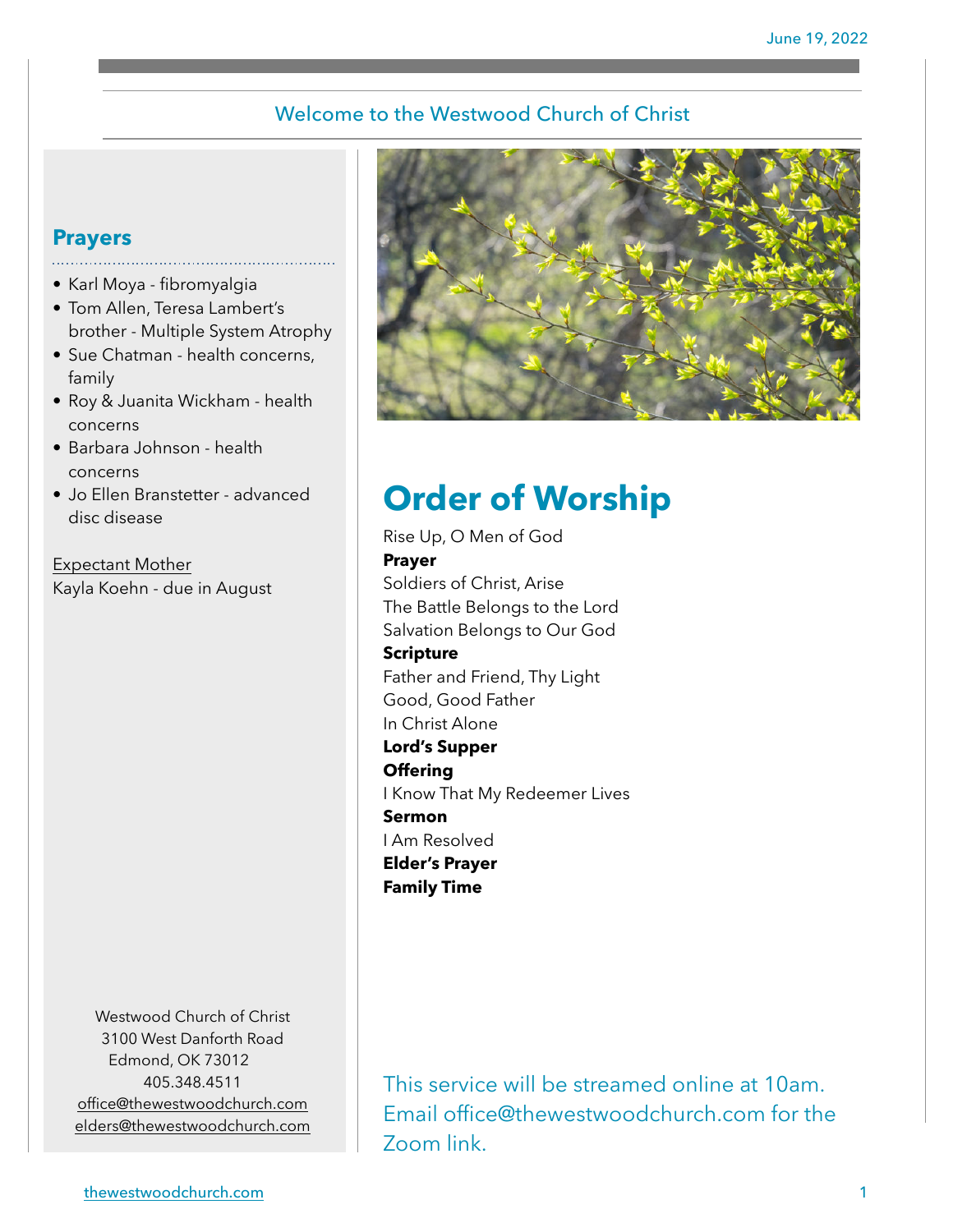June 19, 2022

## Welcome to the Westwood Church of Christ

## Prayers

- Karl Moya - fibromyalgia
- Tom Allen, Teresa Lambert's brother - Multiple System Atrophy
- Sue Chatman - health concerns, family
- Roy & Juanita Wickham - health concerns
- Barbara Johnson - health concerns
- Jo Ellen Branstetter - advanced disc disease

Expectant Mother
Kayla Koehn - due in August

# Order of Worship

Rise Up, O Men of God
**Prayer**
Soldiers of Christ, Arise
The Battle Belongs to the Lord
Salvation Belongs to Our God
**Scripture**
Father and Friend, Thy Light
Good, Good Father
In Christ Alone
**Lord's Supper**
**Offering**
I Know That My Redeemer Lives
**Sermon**
I Am Resolved
**Elder's Prayer**
**Family Time**

This service will be streamed online at 10am. Email office@thewestwoodchurch.com for the Zoom link.

Westwood Church of Christ
3100 West Danforth Road
Edmond, OK 73012
405.348.4511
office@thewestwoodchurch.com
elders@thewestwoodchurch.com

thewestwoodchurch.com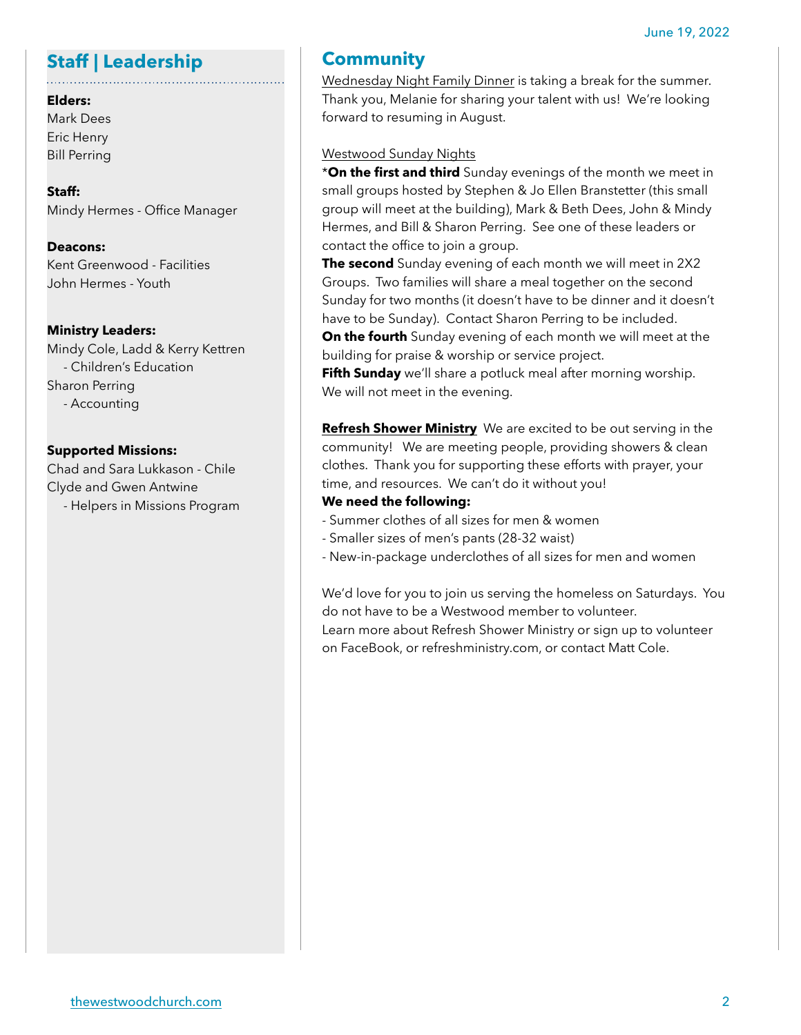## Staff | Leadership

**Elders:**
Mark Dees
Eric Henry
Bill Perring

**Staff:**
Mindy Hermes - Office Manager

**Deacons:**
Kent Greenwood - Facilities
John Hermes - Youth

**Ministry Leaders:**
Mindy Cole, Ladd & Kerry Kettren
- Children's Education

Sharon Perring
- Accounting

**Supported Missions:**
Chad and Sara Lukkason - Chile
Clyde and Gwen Antwine
- Helpers in Missions Program

## Community

Wednesday Night Family Dinner is taking a break for the summer. Thank you, Melanie for sharing your talent with us! We're looking forward to resuming in August.

Westwood Sunday Nights

***On the first and third** Sunday evenings of the month we meet in small groups hosted by Stephen & Jo Ellen Branstetter (this small group will meet at the building), Mark & Beth Dees, John & Mindy Hermes, and Bill & Sharon Perring. See one of these leaders or contact the office to join a group.

**The second** Sunday evening of each month we will meet in 2X2 Groups. Two families will share a meal together on the second Sunday for two months (it doesn't have to be dinner and it doesn't have to be Sunday). Contact Sharon Perring to be included.

**On the fourth** Sunday evening of each month we will meet at the building for praise & worship or service project.

**Fifth Sunday** we'll share a potluck meal after morning worship. We will not meet in the evening.

**Refresh Shower Ministry** We are excited to be out serving in the community! We are meeting people, providing showers & clean clothes. Thank you for supporting these efforts with prayer, your time, and resources. We can't do it without you!

**We need the following:**
- Summer clothes of all sizes for men & women
- Smaller sizes of men's pants (28-32 waist)
- New-in-package underclothes of all sizes for men and women

We'd love for you to join us serving the homeless on Saturdays. You do not have to be a Westwood member to volunteer.
Learn more about Refresh Shower Ministry or sign up to volunteer on FaceBook, or refreshministry.com, or contact Matt Cole.